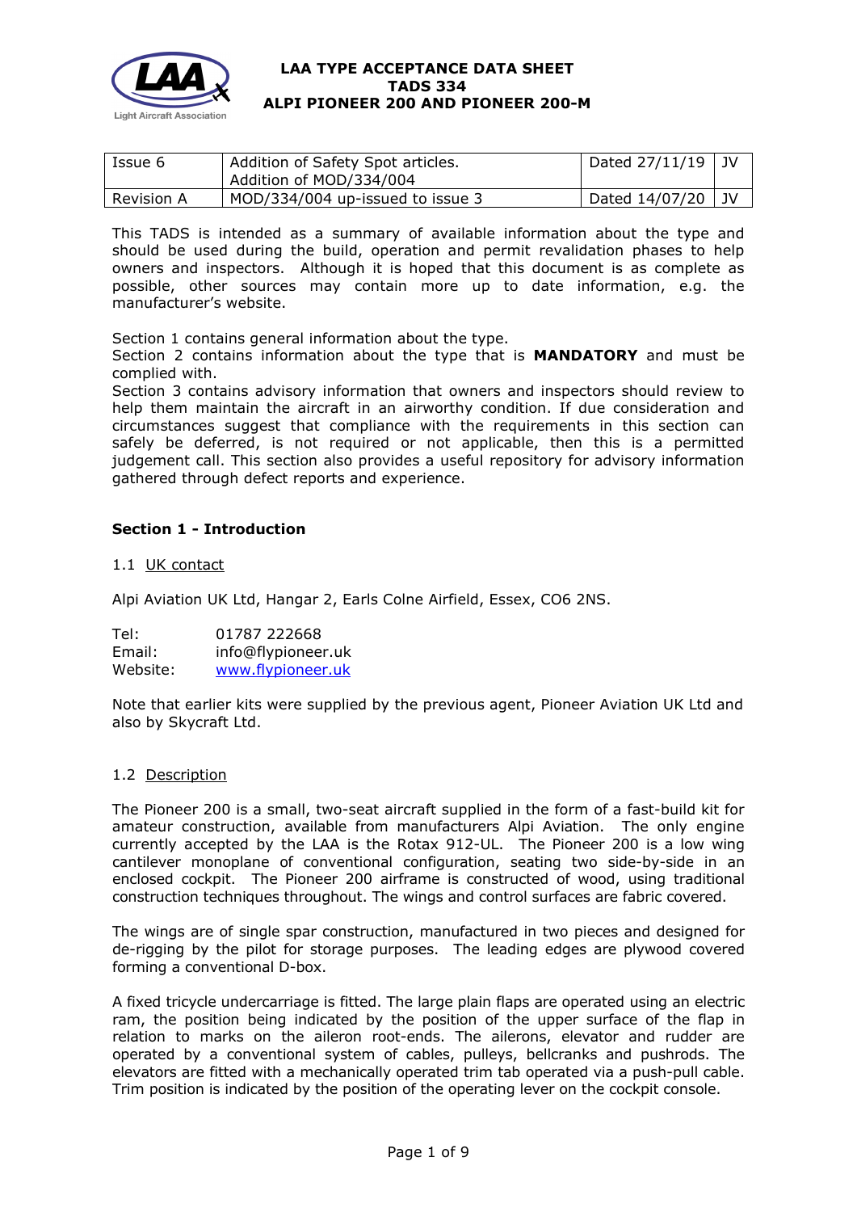# LAA TYPE ACCEPTANCE DATA SHEET
# TADS 334
# ALPI PIONEER 200 AND PIONEER 200-M

| Issue 6 | Addition of Safety Spot articles. Addition of MOD/334/004 | Dated 27/11/19 | JV |
|---|---|---|---|
| Revision A | MOD/334/004 up-issued to issue 3 | Dated 14/07/20 | JV |

This TADS is intended as a summary of available information about the type and should be used during the build, operation and permit revalidation phases to help owners and inspectors. Although it is hoped that this document is as complete as possible, other sources may contain more up to date information, e.g. the manufacturer's website.

Section 1 contains general information about the type.
Section 2 contains information about the type that is **MANDATORY** and must be complied with.
Section 3 contains advisory information that owners and inspectors should review to help them maintain the aircraft in an airworthy condition. If due consideration and circumstances suggest that compliance with the requirements in this section can safely be deferred, is not required or not applicable, then this is a permitted judgement call. This section also provides a useful repository for advisory information gathered through defect reports and experience.

## Section 1 - Introduction

1.1 UK contact

Alpi Aviation UK Ltd, Hangar 2, Earls Colne Airfield, Essex, CO6 2NS.

Tel: 01787 222668
Email: info@flypioneer.uk
Website: www.flypioneer.uk

Note that earlier kits were supplied by the previous agent, Pioneer Aviation UK Ltd and also by Skycraft Ltd.

1.2 Description

The Pioneer 200 is a small, two-seat aircraft supplied in the form of a fast-build kit for amateur construction, available from manufacturers Alpi Aviation. The only engine currently accepted by the LAA is the Rotax 912-UL. The Pioneer 200 is a low wing cantilever monoplane of conventional configuration, seating two side-by-side in an enclosed cockpit. The Pioneer 200 airframe is constructed of wood, using traditional construction techniques throughout. The wings and control surfaces are fabric covered.

The wings are of single spar construction, manufactured in two pieces and designed for de-rigging by the pilot for storage purposes. The leading edges are plywood covered forming a conventional D-box.

A fixed tricycle undercarriage is fitted. The large plain flaps are operated using an electric ram, the position being indicated by the position of the upper surface of the flap in relation to marks on the aileron root-ends. The ailerons, elevator and rudder are operated by a conventional system of cables, pulleys, bellcranks and pushrods. The elevators are fitted with a mechanically operated trim tab operated via a push-pull cable. Trim position is indicated by the position of the operating lever on the cockpit console.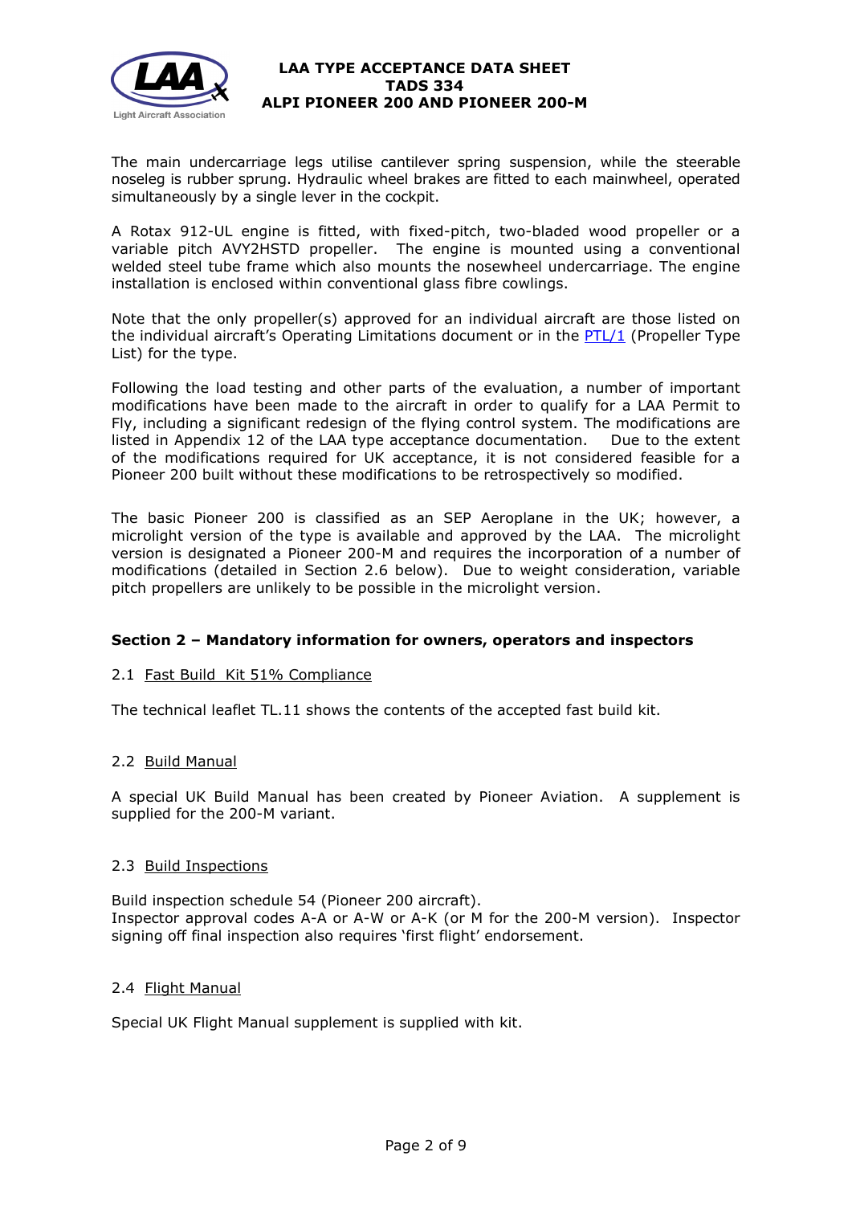The main undercarriage legs utilise cantilever spring suspension, while the steerable noseleg is rubber sprung. Hydraulic wheel brakes are fitted to each mainwheel, operated simultaneously by a single lever in the cockpit.

A Rotax 912-UL engine is fitted, with fixed-pitch, two-bladed wood propeller or a variable pitch AVY2HSTD propeller. The engine is mounted using a conventional welded steel tube frame which also mounts the nosewheel undercarriage. The engine installation is enclosed within conventional glass fibre cowlings.

Note that the only propeller(s) approved for an individual aircraft are those listed on the individual aircraft's Operating Limitations document or in the PTL/1 (Propeller Type List) for the type.

Following the load testing and other parts of the evaluation, a number of important modifications have been made to the aircraft in order to qualify for a LAA Permit to Fly, including a significant redesign of the flying control system. The modifications are listed in Appendix 12 of the LAA type acceptance documentation. Due to the extent of the modifications required for UK acceptance, it is not considered feasible for a Pioneer 200 built without these modifications to be retrospectively so modified.

The basic Pioneer 200 is classified as an SEP Aeroplane in the UK; however, a microlight version of the type is available and approved by the LAA. The microlight version is designated a Pioneer 200-M and requires the incorporation of a number of modifications (detailed in Section 2.6 below). Due to weight consideration, variable pitch propellers are unlikely to be possible in the microlight version.

## Section 2 – Mandatory information for owners, operators and inspectors

### 2.1 Fast Build Kit 51% Compliance

The technical leaflet TL.11 shows the contents of the accepted fast build kit.

### 2.2 Build Manual

A special UK Build Manual has been created by Pioneer Aviation. A supplement is supplied for the 200-M variant.

### 2.3 Build Inspections

Build inspection schedule 54 (Pioneer 200 aircraft).
Inspector approval codes A-A or A-W or A-K (or M for the 200-M version). Inspector signing off final inspection also requires 'first flight' endorsement.

### 2.4 Flight Manual

Special UK Flight Manual supplement is supplied with kit.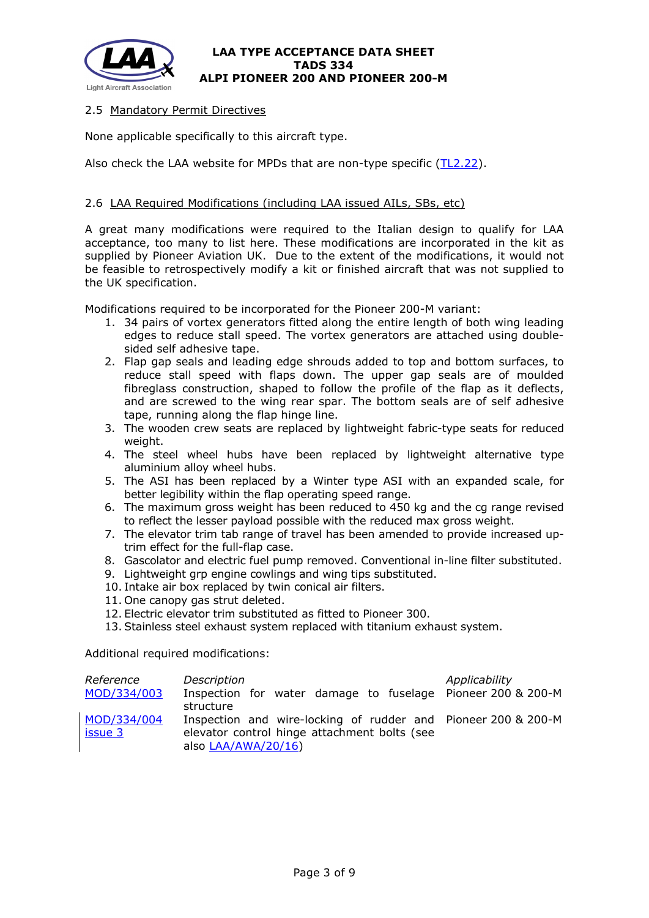### 2.5 Mandatory Permit Directives

None applicable specifically to this aircraft type.

Also check the LAA website for MPDs that are non-type specific (TL2.22).

### 2.6 LAA Required Modifications (including LAA issued AILs, SBs, etc)

A great many modifications were required to the Italian design to qualify for LAA acceptance, too many to list here. These modifications are incorporated in the kit as supplied by Pioneer Aviation UK. Due to the extent of the modifications, it would not be feasible to retrospectively modify a kit or finished aircraft that was not supplied to the UK specification.

Modifications required to be incorporated for the Pioneer 200-M variant:

1. 34 pairs of vortex generators fitted along the entire length of both wing leading edges to reduce stall speed. The vortex generators are attached using double-sided self adhesive tape.
2. Flap gap seals and leading edge shrouds added to top and bottom surfaces, to reduce stall speed with flaps down. The upper gap seals are of moulded fibreglass construction, shaped to follow the profile of the flap as it deflects, and are screwed to the wing rear spar. The bottom seals are of self adhesive tape, running along the flap hinge line.
3. The wooden crew seats are replaced by lightweight fabric-type seats for reduced weight.
4. The steel wheel hubs have been replaced by lightweight alternative type aluminium alloy wheel hubs.
5. The ASI has been replaced by a Winter type ASI with an expanded scale, for better legibility within the flap operating speed range.
6. The maximum gross weight has been reduced to 450 kg and the cg range revised to reflect the lesser payload possible with the reduced max gross weight.
7. The elevator trim tab range of travel has been amended to provide increased up-trim effect for the full-flap case.
8. Gascolator and electric fuel pump removed. Conventional in-line filter substituted.
9. Lightweight grp engine cowlings and wing tips substituted.
10. Intake air box replaced by twin conical air filters.
11. One canopy gas strut deleted.
12. Electric elevator trim substituted as fitted to Pioneer 300.
13. Stainless steel exhaust system replaced with titanium exhaust system.

Additional required modifications:

| *Reference* | *Description* | *Applicability* |
|---|---|---|
| MOD/334/003 | Inspection for water damage to fuselage structure | Pioneer 200 & 200-M |
| MOD/334/004 issue 3 | Inspection and wire-locking of rudder and elevator control hinge attachment bolts (see also LAA/AWA/20/16) | Pioneer 200 & 200-M |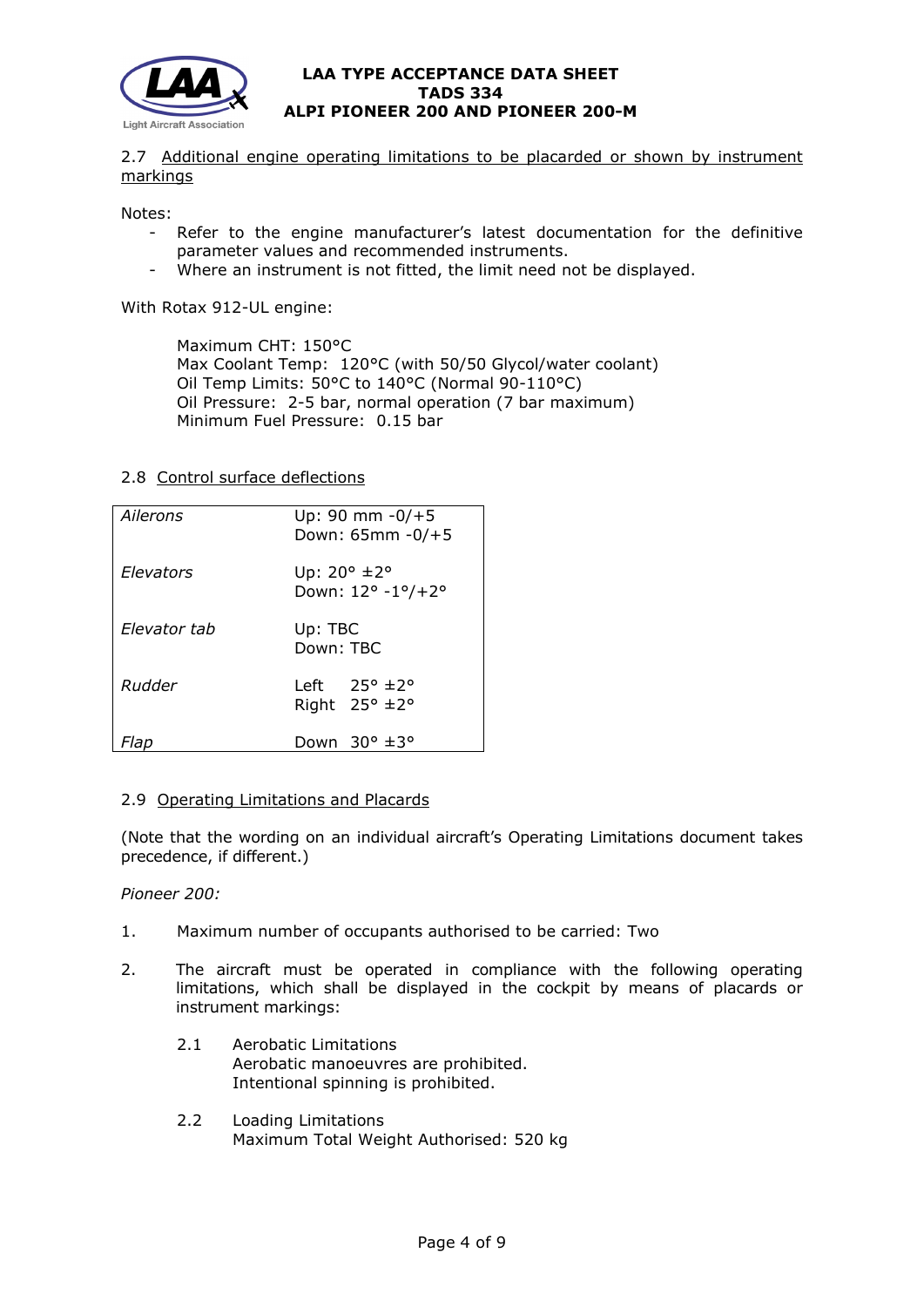2.7 Additional engine operating limitations to be placarded or shown by instrument markings

Notes:
- Refer to the engine manufacturer's latest documentation for the definitive parameter values and recommended instruments.
- Where an instrument is not fitted, the limit need not be displayed.

With Rotax 912-UL engine:

> Maximum CHT: 150°C
> Max Coolant Temp: 120°C (with 50/50 Glycol/water coolant)
> Oil Temp Limits: 50°C to 140°C (Normal 90-110°C)
> Oil Pressure: 2-5 bar, normal operation (7 bar maximum)
> Minimum Fuel Pressure: 0.15 bar

2.8 Control surface deflections

| | |
|---|---|
| *Ailerons* | Up: 90 mm -0/+5<br>Down: 65mm -0/+5 |
| *Elevators* | Up: 20° ±2°<br>Down: 12° -1°/+2° |
| *Elevator tab* | Up: TBC<br>Down: TBC |
| *Rudder* | Left 25° ±2°<br>Right 25° ±2° |
| *Flap* | Down 30° ±3° |

2.9 Operating Limitations and Placards

(Note that the wording on an individual aircraft's Operating Limitations document takes precedence, if different.)

*Pioneer 200:*

1. Maximum number of occupants authorised to be carried: Two

2. The aircraft must be operated in compliance with the following operating limitations, which shall be displayed in the cockpit by means of placards or instrument markings:

   2.1 Aerobatic Limitations
   Aerobatic manoeuvres are prohibited.
   Intentional spinning is prohibited.

   2.2 Loading Limitations
   Maximum Total Weight Authorised: 520 kg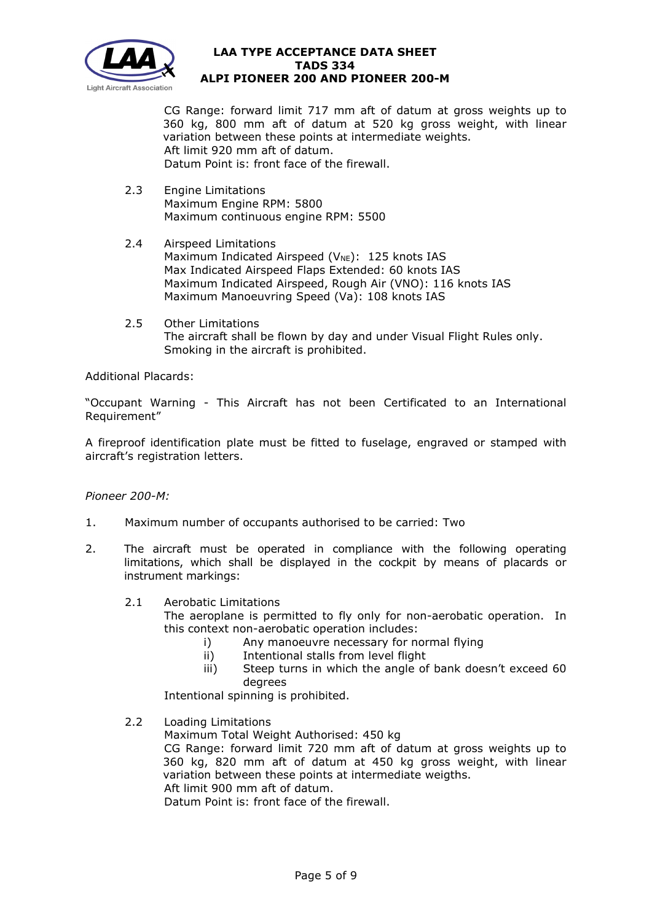CG Range: forward limit 717 mm aft of datum at gross weights up to 360 kg, 800 mm aft of datum at 520 kg gross weight, with linear variation between these points at intermediate weights.
Aft limit 920 mm aft of datum.
Datum Point is: front face of the firewall.

2.3 Engine Limitations
Maximum Engine RPM: 5800
Maximum continuous engine RPM: 5500

2.4 Airspeed Limitations
Maximum Indicated Airspeed ($V_{NE}$): 125 knots IAS
Max Indicated Airspeed Flaps Extended: 60 knots IAS
Maximum Indicated Airspeed, Rough Air (VNO): 116 knots IAS
Maximum Manoeuvring Speed (Va): 108 knots IAS

2.5 Other Limitations
The aircraft shall be flown by day and under Visual Flight Rules only.
Smoking in the aircraft is prohibited.

Additional Placards:

"Occupant Warning - This Aircraft has not been Certificated to an International Requirement"

A fireproof identification plate must be fitted to fuselage, engraved or stamped with aircraft's registration letters.

*Pioneer 200-M:*

1. Maximum number of occupants authorised to be carried: Two

2. The aircraft must be operated in compliance with the following operating limitations, which shall be displayed in the cockpit by means of placards or instrument markings:

2.1 Aerobatic Limitations
The aeroplane is permitted to fly only for non-aerobatic operation. In this context non-aerobatic operation includes:
   i) Any manoeuvre necessary for normal flying
   ii) Intentional stalls from level flight
   iii) Steep turns in which the angle of bank doesn't exceed 60 degrees

Intentional spinning is prohibited.

2.2 Loading Limitations
Maximum Total Weight Authorised: 450 kg
CG Range: forward limit 720 mm aft of datum at gross weights up to 360 kg, 820 mm aft of datum at 450 kg gross weight, with linear variation between these points at intermediate weigths.
Aft limit 900 mm aft of datum.
Datum Point is: front face of the firewall.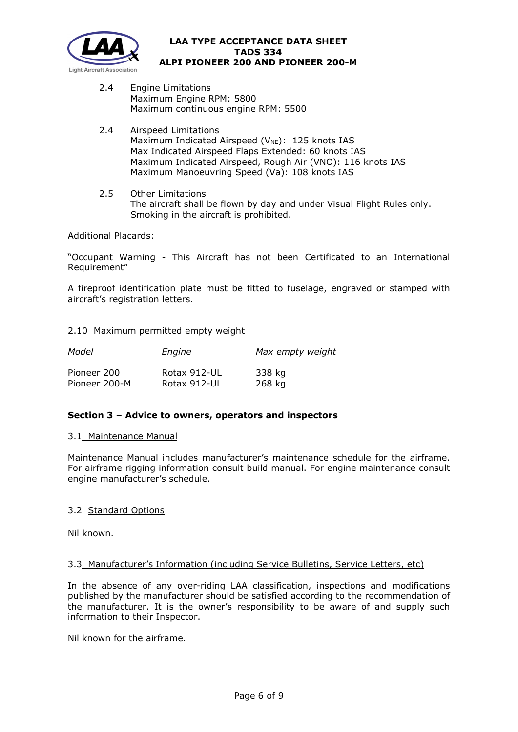2.4 Engine Limitations
Maximum Engine RPM: 5800
Maximum continuous engine RPM: 5500

2.4 Airspeed Limitations
Maximum Indicated Airspeed ($V_{NE}$): 125 knots IAS
Max Indicated Airspeed Flaps Extended: 60 knots IAS
Maximum Indicated Airspeed, Rough Air (VNO): 116 knots IAS
Maximum Manoeuvring Speed (Va): 108 knots IAS

2.5 Other Limitations
The aircraft shall be flown by day and under Visual Flight Rules only.
Smoking in the aircraft is prohibited.

Additional Placards:

"Occupant Warning - This Aircraft has not been Certificated to an International Requirement"

A fireproof identification plate must be fitted to fuselage, engraved or stamped with aircraft's registration letters.

2.10 Maximum permitted empty weight

| *Model* | *Engine* | *Max empty weight* |
|---|---|---|
| Pioneer 200 | Rotax 912-UL | 338 kg |
| Pioneer 200-M | Rotax 912-UL | 268 kg |

## Section 3 – Advice to owners, operators and inspectors

3.1 Maintenance Manual

Maintenance Manual includes manufacturer's maintenance schedule for the airframe. For airframe rigging information consult build manual. For engine maintenance consult engine manufacturer's schedule.

3.2 Standard Options

Nil known.

3.3 Manufacturer's Information (including Service Bulletins, Service Letters, etc)

In the absence of any over-riding LAA classification, inspections and modifications published by the manufacturer should be satisfied according to the recommendation of the manufacturer. It is the owner's responsibility to be aware of and supply such information to their Inspector.

Nil known for the airframe.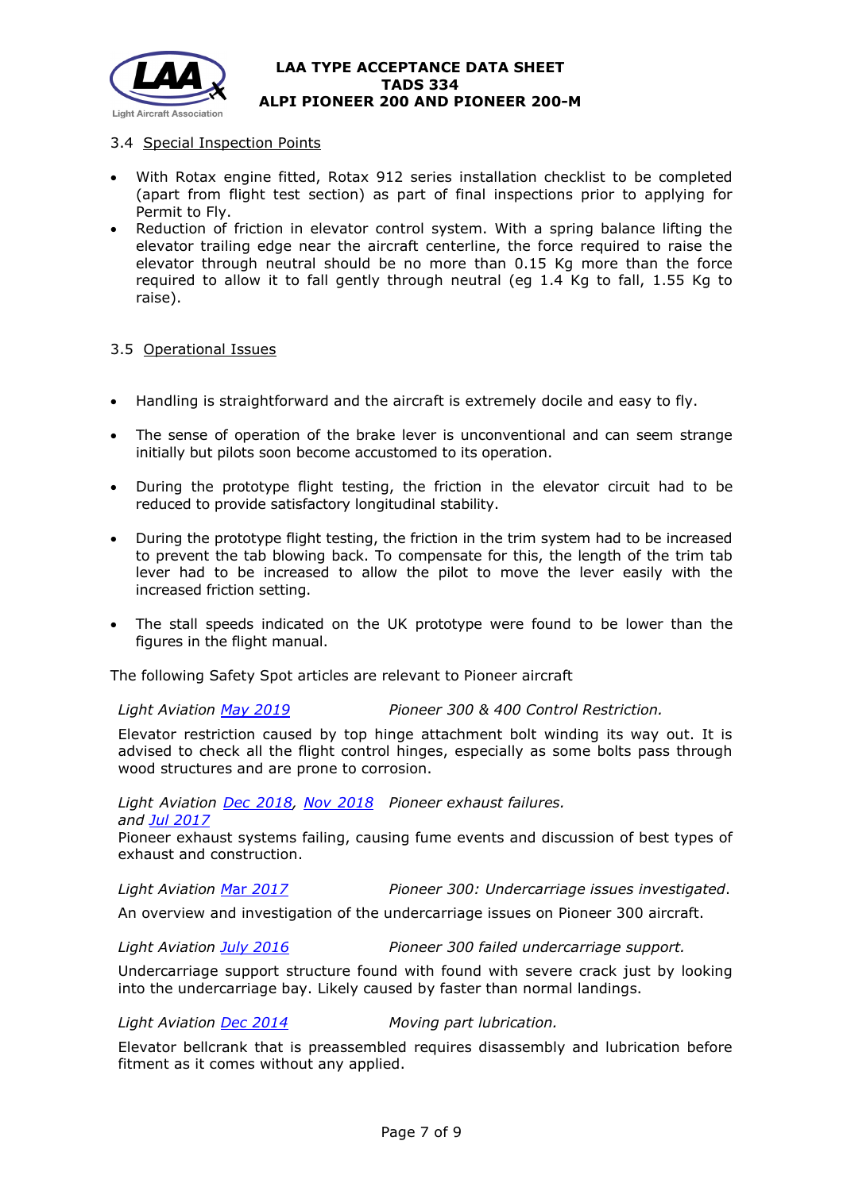### 3.4 Special Inspection Points

- With Rotax engine fitted, Rotax 912 series installation checklist to be completed (apart from flight test section) as part of final inspections prior to applying for Permit to Fly.
- Reduction of friction in elevator control system. With a spring balance lifting the elevator trailing edge near the aircraft centerline, the force required to raise the elevator through neutral should be no more than 0.15 Kg more than the force required to allow it to fall gently through neutral (eg 1.4 Kg to fall, 1.55 Kg to raise).

### 3.5 Operational Issues

- Handling is straightforward and the aircraft is extremely docile and easy to fly.
- The sense of operation of the brake lever is unconventional and can seem strange initially but pilots soon become accustomed to its operation.
- During the prototype flight testing, the friction in the elevator circuit had to be reduced to provide satisfactory longitudinal stability.
- During the prototype flight testing, the friction in the trim system had to be increased to prevent the tab blowing back. To compensate for this, the length of the trim tab lever had to be increased to allow the pilot to move the lever easily with the increased friction setting.
- The stall speeds indicated on the UK prototype were found to be lower than the figures in the flight manual.

The following Safety Spot articles are relevant to Pioneer aircraft

*Light Aviation May 2019* *Pioneer 300 & 400 Control Restriction.*

Elevator restriction caused by top hinge attachment bolt winding its way out. It is advised to check all the flight control hinges, especially as some bolts pass through wood structures and are prone to corrosion.

*Light Aviation Dec 2018, Nov 2018 and Jul 2017* *Pioneer exhaust failures.*

Pioneer exhaust systems failing, causing fume events and discussion of best types of exhaust and construction.

*Light Aviation Mar 2017* *Pioneer 300: Undercarriage issues investigated.*

An overview and investigation of the undercarriage issues on Pioneer 300 aircraft.

*Light Aviation July 2016* *Pioneer 300 failed undercarriage support.*

Undercarriage support structure found with found with severe crack just by looking into the undercarriage bay. Likely caused by faster than normal landings.

*Light Aviation Dec 2014* *Moving part lubrication.*

Elevator bellcrank that is preassembled requires disassembly and lubrication before fitment as it comes without any applied.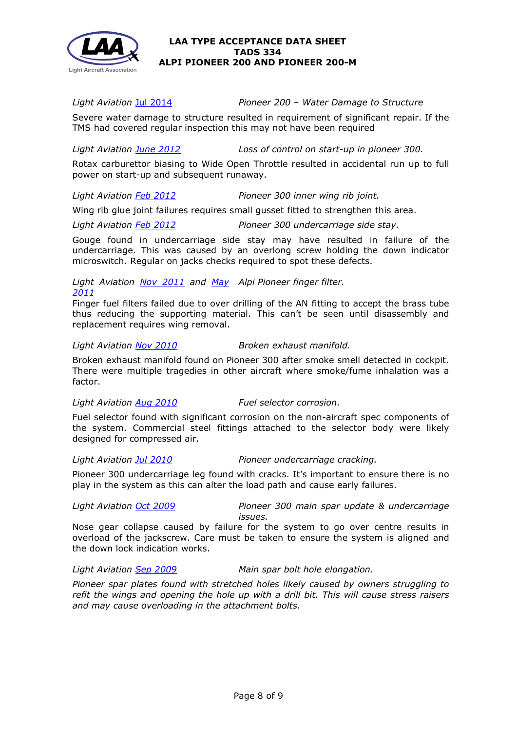*Light Aviation* Jul 2014 — *Pioneer 200 – Water Damage to Structure*

Severe water damage to structure resulted in requirement of significant repair. If the TMS had covered regular inspection this may not have been required

*Light Aviation* June 2012 — *Loss of control on start-up in pioneer 300.*

Rotax carburettor biasing to Wide Open Throttle resulted in accidental run up to full power on start-up and subsequent runaway.

*Light Aviation* Feb 2012 — *Pioneer 300 inner wing rib joint.*

Wing rib glue joint failures requires small gusset fitted to strengthen this area.

*Light Aviation* Feb 2012 — *Pioneer 300 undercarriage side stay.*

Gouge found in undercarriage side stay may have resulted in failure of the undercarriage. This was caused by an overlong screw holding the down indicator microswitch. Regular on jacks checks required to spot these defects.

*Light Aviation* Nov 2011 *and* May 2011 — *Alpi Pioneer finger filter.*

Finger fuel filters failed due to over drilling of the AN fitting to accept the brass tube thus reducing the supporting material. This can't be seen until disassembly and replacement requires wing removal.

*Light Aviation* Nov 2010 — *Broken exhaust manifold.*

Broken exhaust manifold found on Pioneer 300 after smoke smell detected in cockpit. There were multiple tragedies in other aircraft where smoke/fume inhalation was a factor.

*Light Aviation* Aug 2010 — *Fuel selector corrosion.*

Fuel selector found with significant corrosion on the non-aircraft spec components of the system. Commercial steel fittings attached to the selector body were likely designed for compressed air.

*Light Aviation* Jul 2010 — *Pioneer undercarriage cracking.*

Pioneer 300 undercarriage leg found with cracks. It's important to ensure there is no play in the system as this can alter the load path and cause early failures.

*Light Aviation* Oct 2009 — *Pioneer 300 main spar update & undercarriage issues.*

Nose gear collapse caused by failure for the system to go over centre results in overload of the jackscrew. Care must be taken to ensure the system is aligned and the down lock indication works.

*Light Aviation* Sep 2009 — *Main spar bolt hole elongation.*

*Pioneer spar plates found with stretched holes likely caused by owners struggling to refit the wings and opening the hole up with a drill bit. This will cause stress raisers and may cause overloading in the attachment bolts.*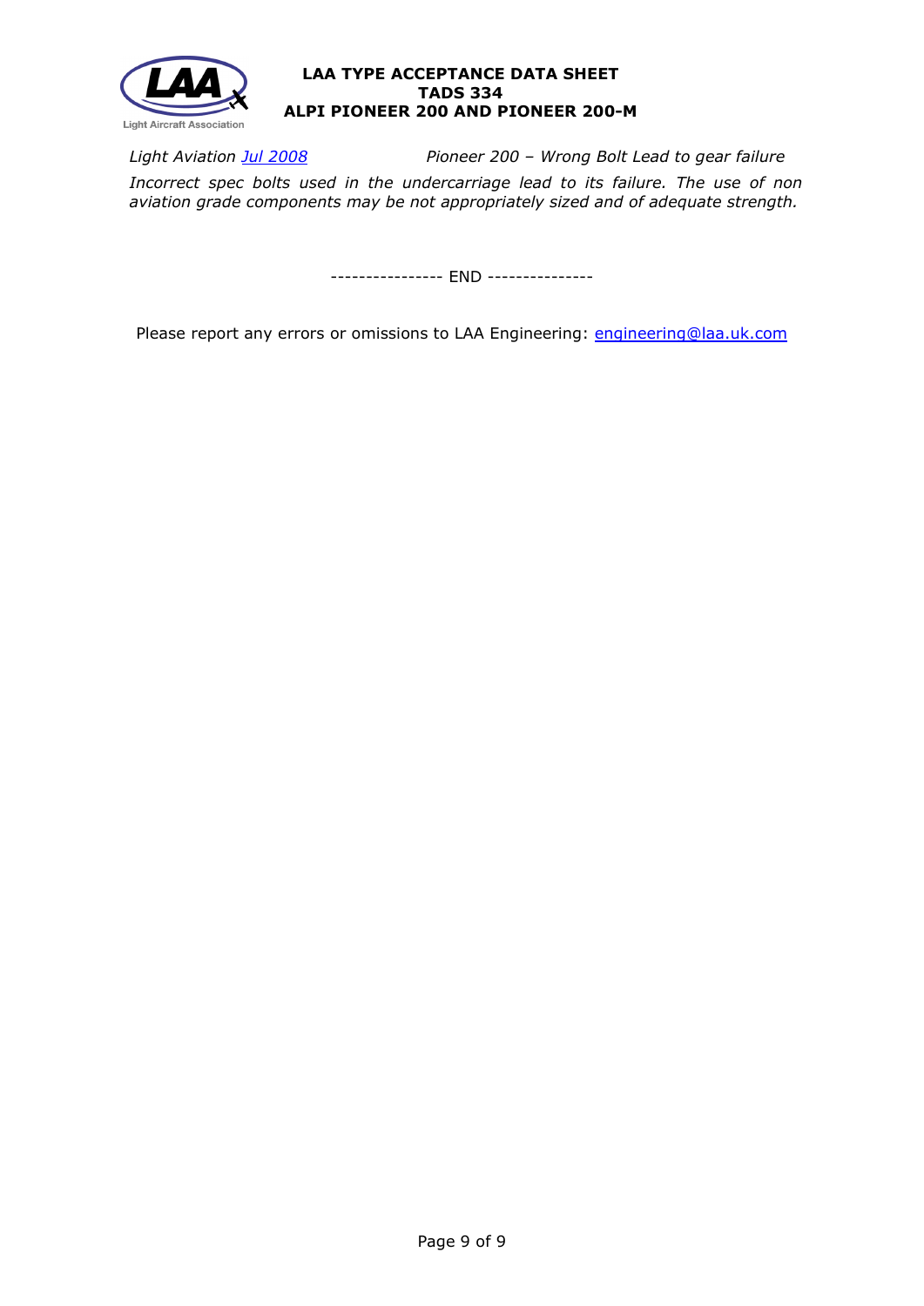*Light Aviation [Jul 2008]* *Pioneer 200 – Wrong Bolt Lead to gear failure*

*Incorrect spec bolts used in the undercarriage lead to its failure. The use of non aviation grade components may be not appropriately sized and of adequate strength.*

---------------- END ---------------

Please report any errors or omissions to LAA Engineering: [engineering@laa.uk.com](mailto:engineering@laa.uk.com)